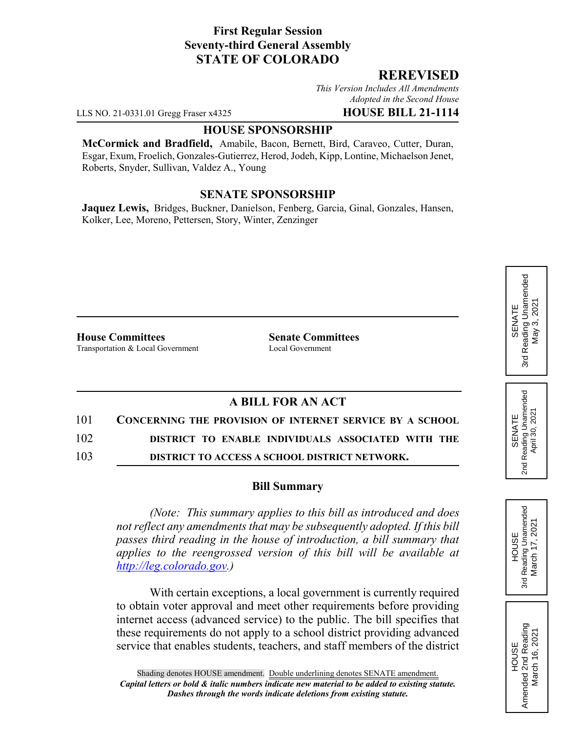**First Regular Session**
**Seventy-third General Assembly**
**STATE OF COLORADO**

## REREVISED

*This Version Includes All Amendments Adopted in the Second House*

LLS NO. 21-0331.01 Gregg Fraser x4325 **HOUSE BILL 21-1114**

**HOUSE SPONSORSHIP**

**McCormick and Bradfield,** Amabile, Bacon, Bernett, Bird, Caraveo, Cutter, Duran, Esgar, Exum, Froelich, Gonzales-Gutierrez, Herod, Jodeh, Kipp, Lontine, Michaelson Jenet, Roberts, Snyder, Sullivan, Valdez A., Young

**SENATE SPONSORSHIP**

**Jaquez Lewis,** Bridges, Buckner, Danielson, Fenberg, Garcia, Ginal, Gonzales, Hansen, Kolker, Lee, Moreno, Pettersen, Story, Winter, Zenzinger

SENATE 3rd Reading Unamended May 3, 2021

SENATE 2nd Reading Unamended April 30, 2021

HOUSE 3rd Reading Unamended March 17, 2021

HOUSE Amended 2nd Reading March 16, 2021

| **House Committees** | **Senate Committees** |
|---|---|
| Transportation & Local Government | Local Government |

**A BILL FOR AN ACT**

101 **CONCERNING THE PROVISION OF INTERNET SERVICE BY A SCHOOL**
102 **DISTRICT TO ENABLE INDIVIDUALS ASSOCIATED WITH THE**
103 **DISTRICT TO ACCESS A SCHOOL DISTRICT NETWORK.**

**Bill Summary**

*(Note: This summary applies to this bill as introduced and does not reflect any amendments that may be subsequently adopted. If this bill passes third reading in the house of introduction, a bill summary that applies to the reengrossed version of this bill will be available at http://leg.colorado.gov.)*

With certain exceptions, a local government is currently required to obtain voter approval and meet other requirements before providing internet access (advanced service) to the public. The bill specifies that these requirements do not apply to a school district providing advanced service that enables students, teachers, and staff members of the district

Shading denotes HOUSE amendment. Double underlining denotes SENATE amendment.
*Capital letters or bold & italic numbers indicate new material to be added to existing statute.*
*Dashes through the words indicate deletions from existing statute.*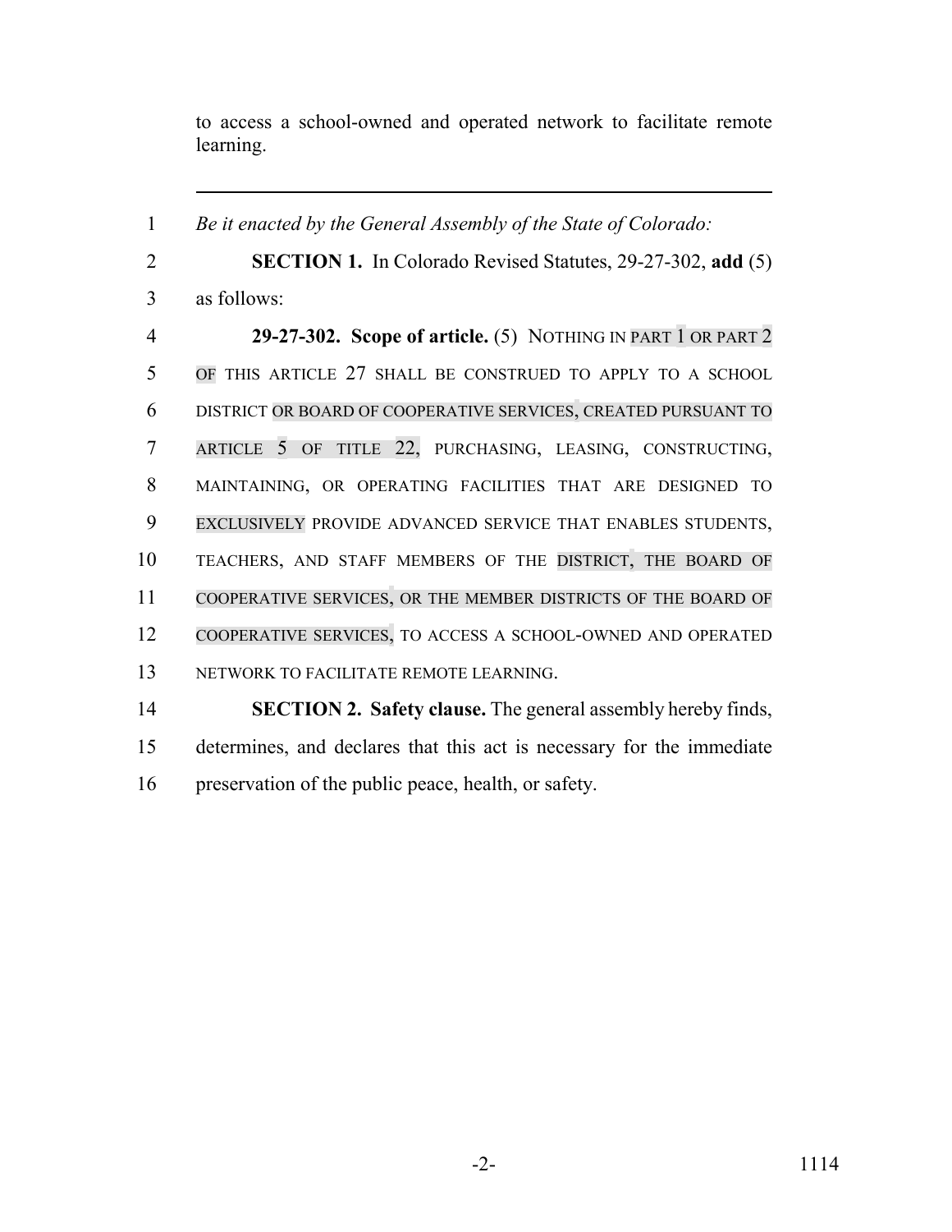to access a school-owned and operated network to facilitate remote learning.

---

1 *Be it enacted by the General Assembly of the State of Colorado:*

2 **SECTION 1.** In Colorado Revised Statutes, 29-27-302, **add** (5)
3 as follows:

4 **29-27-302. Scope of article.** (5) NOTHING IN PART 1 OR PART 2
5 OF THIS ARTICLE 27 SHALL BE CONSTRUED TO APPLY TO A SCHOOL
6 DISTRICT OR BOARD OF COOPERATIVE SERVICES, CREATED PURSUANT TO
7 ARTICLE 5 OF TITLE 22, PURCHASING, LEASING, CONSTRUCTING,
8 MAINTAINING, OR OPERATING FACILITIES THAT ARE DESIGNED TO
9 EXCLUSIVELY PROVIDE ADVANCED SERVICE THAT ENABLES STUDENTS,
10 TEACHERS, AND STAFF MEMBERS OF THE DISTRICT, THE BOARD OF
11 COOPERATIVE SERVICES, OR THE MEMBER DISTRICTS OF THE BOARD OF
12 COOPERATIVE SERVICES, TO ACCESS A SCHOOL-OWNED AND OPERATED
13 NETWORK TO FACILITATE REMOTE LEARNING.

14 **SECTION 2. Safety clause.** The general assembly hereby finds,
15 determines, and declares that this act is necessary for the immediate
16 preservation of the public peace, health, or safety.